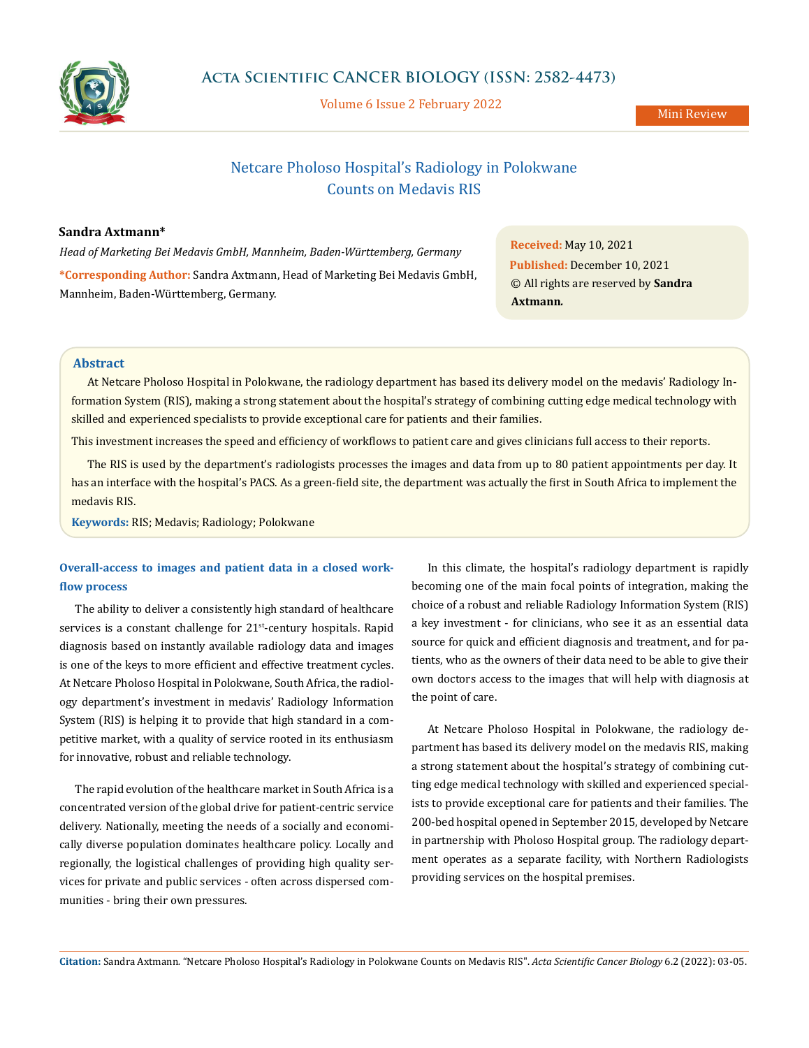# Netcare Pholoso Hospital's Radiology in Polokwane Counts on Medavis RIS

**Sandra Axtmann***

*Head of Marketing Bei Medavis GmbH, Mannheim, Baden-Württemberg, Germany*

**\*Corresponding Author:** Sandra Axtmann, Head of Marketing Bei Medavis GmbH, Mannheim, Baden-Württemberg, Germany.

**Received:** May 10, 2021
**Published:** December 10, 2021
© All rights are reserved by **Sandra Axtmann.**

## Abstract

At Netcare Pholoso Hospital in Polokwane, the radiology department has based its delivery model on the medavis' Radiology Information System (RIS), making a strong statement about the hospital's strategy of combining cutting edge medical technology with skilled and experienced specialists to provide exceptional care for patients and their families.

This investment increases the speed and efficiency of workflows to patient care and gives clinicians full access to their reports.

The RIS is used by the department's radiologists processes the images and data from up to 80 patient appointments per day. It has an interface with the hospital's PACS. As a green-field site, the department was actually the first in South Africa to implement the medavis RIS.

**Keywords:** RIS; Medavis; Radiology; Polokwane

## Overall-access to images and patient data in a closed workflow process

The ability to deliver a consistently high standard of healthcare services is a constant challenge for 21st-century hospitals. Rapid diagnosis based on instantly available radiology data and images is one of the keys to more efficient and effective treatment cycles. At Netcare Pholoso Hospital in Polokwane, South Africa, the radiology department's investment in medavis' Radiology Information System (RIS) is helping it to provide that high standard in a competitive market, with a quality of service rooted in its enthusiasm for innovative, robust and reliable technology.

The rapid evolution of the healthcare market in South Africa is a concentrated version of the global drive for patient-centric service delivery. Nationally, meeting the needs of a socially and economically diverse population dominates healthcare policy. Locally and regionally, the logistical challenges of providing high quality services for private and public services - often across dispersed communities - bring their own pressures.

In this climate, the hospital's radiology department is rapidly becoming one of the main focal points of integration, making the choice of a robust and reliable Radiology Information System (RIS) a key investment - for clinicians, who see it as an essential data source for quick and efficient diagnosis and treatment, and for patients, who as the owners of their data need to be able to give their own doctors access to the images that will help with diagnosis at the point of care.

At Netcare Pholoso Hospital in Polokwane, the radiology department has based its delivery model on the medavis RIS, making a strong statement about the hospital's strategy of combining cutting edge medical technology with skilled and experienced specialists to provide exceptional care for patients and their families. The 200-bed hospital opened in September 2015, developed by Netcare in partnership with Pholoso Hospital group. The radiology department operates as a separate facility, with Northern Radiologists providing services on the hospital premises.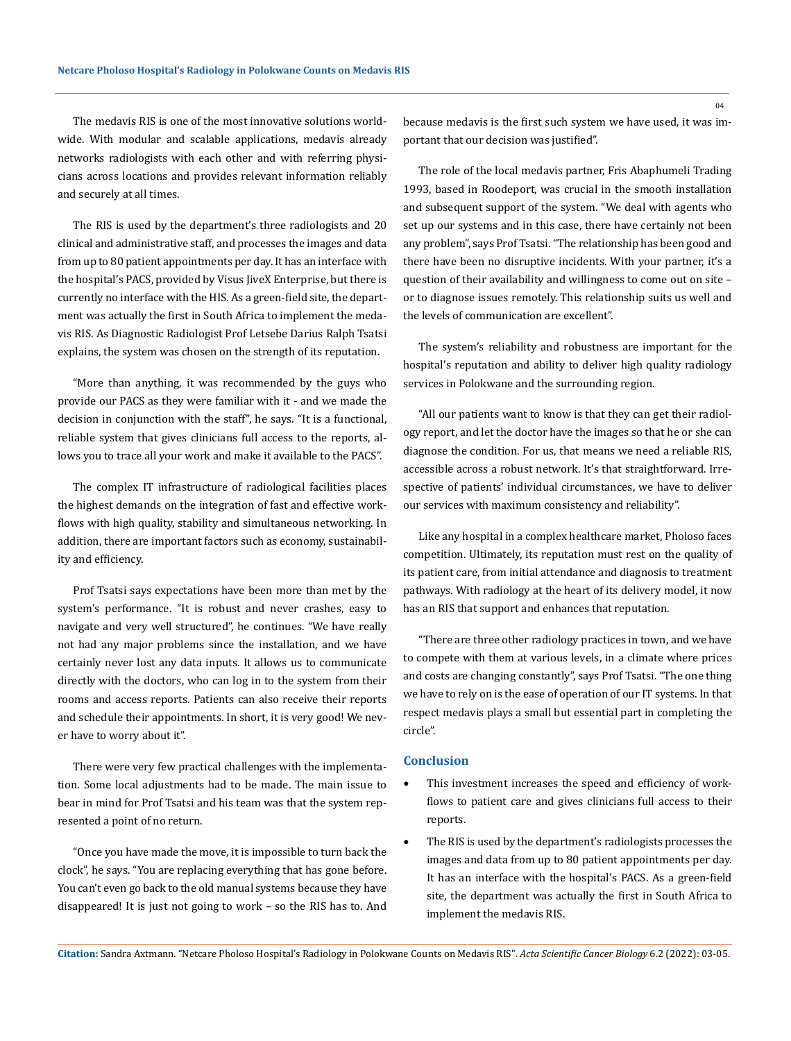The medavis RIS is one of the most innovative solutions worldwide. With modular and scalable applications, medavis already networks radiologists with each other and with referring physicians across locations and provides relevant information reliably and securely at all times.

The RIS is used by the department's three radiologists and 20 clinical and administrative staff, and processes the images and data from up to 80 patient appointments per day. It has an interface with the hospital's PACS, provided by Visus JiveX Enterprise, but there is currently no interface with the HIS. As a green-field site, the department was actually the first in South Africa to implement the medavis RIS. As Diagnostic Radiologist Prof Letsebe Darius Ralph Tsatsi explains, the system was chosen on the strength of its reputation.

"More than anything, it was recommended by the guys who provide our PACS as they were familiar with it - and we made the decision in conjunction with the staff", he says. "It is a functional, reliable system that gives clinicians full access to the reports, allows you to trace all your work and make it available to the PACS".

The complex IT infrastructure of radiological facilities places the highest demands on the integration of fast and effective workflows with high quality, stability and simultaneous networking. In addition, there are important factors such as economy, sustainability and efficiency.

Prof Tsatsi says expectations have been more than met by the system's performance. "It is robust and never crashes, easy to navigate and very well structured", he continues. "We have really not had any major problems since the installation, and we have certainly never lost any data inputs. It allows us to communicate directly with the doctors, who can log in to the system from their rooms and access reports. Patients can also receive their reports and schedule their appointments. In short, it is very good! We never have to worry about it".

There were very few practical challenges with the implementation. Some local adjustments had to be made. The main issue to bear in mind for Prof Tsatsi and his team was that the system represented a point of no return.

"Once you have made the move, it is impossible to turn back the clock", he says. "You are replacing everything that has gone before. You can't even go back to the old manual systems because they have disappeared! It is just not going to work – so the RIS has to. And because medavis is the first such system we have used, it was important that our decision was justified".

The role of the local medavis partner, Fris Abaphumeli Trading 1993, based in Roodeport, was crucial in the smooth installation and subsequent support of the system. "We deal with agents who set up our systems and in this case, there have certainly not been any problem", says Prof Tsatsi. "The relationship has been good and there have been no disruptive incidents. With your partner, it's a question of their availability and willingness to come out on site – or to diagnose issues remotely. This relationship suits us well and the levels of communication are excellent".

The system's reliability and robustness are important for the hospital's reputation and ability to deliver high quality radiology services in Polokwane and the surrounding region.

"All our patients want to know is that they can get their radiology report, and let the doctor have the images so that he or she can diagnose the condition. For us, that means we need a reliable RIS, accessible across a robust network. It's that straightforward. Irrespective of patients' individual circumstances, we have to deliver our services with maximum consistency and reliability".

Like any hospital in a complex healthcare market, Pholoso faces competition. Ultimately, its reputation must rest on the quality of its patient care, from initial attendance and diagnosis to treatment pathways. With radiology at the heart of its delivery model, it now has an RIS that support and enhances that reputation.

"There are three other radiology practices in town, and we have to compete with them at various levels, in a climate where prices and costs are changing constantly", says Prof Tsatsi. "The one thing we have to rely on is the ease of operation of our IT systems. In that respect medavis plays a small but essential part in completing the circle".

## Conclusion

- This investment increases the speed and efficiency of workflows to patient care and gives clinicians full access to their reports.
- The RIS is used by the department's radiologists processes the images and data from up to 80 patient appointments per day. It has an interface with the hospital's PACS. As a green-field site, the department was actually the first in South Africa to implement the medavis RIS.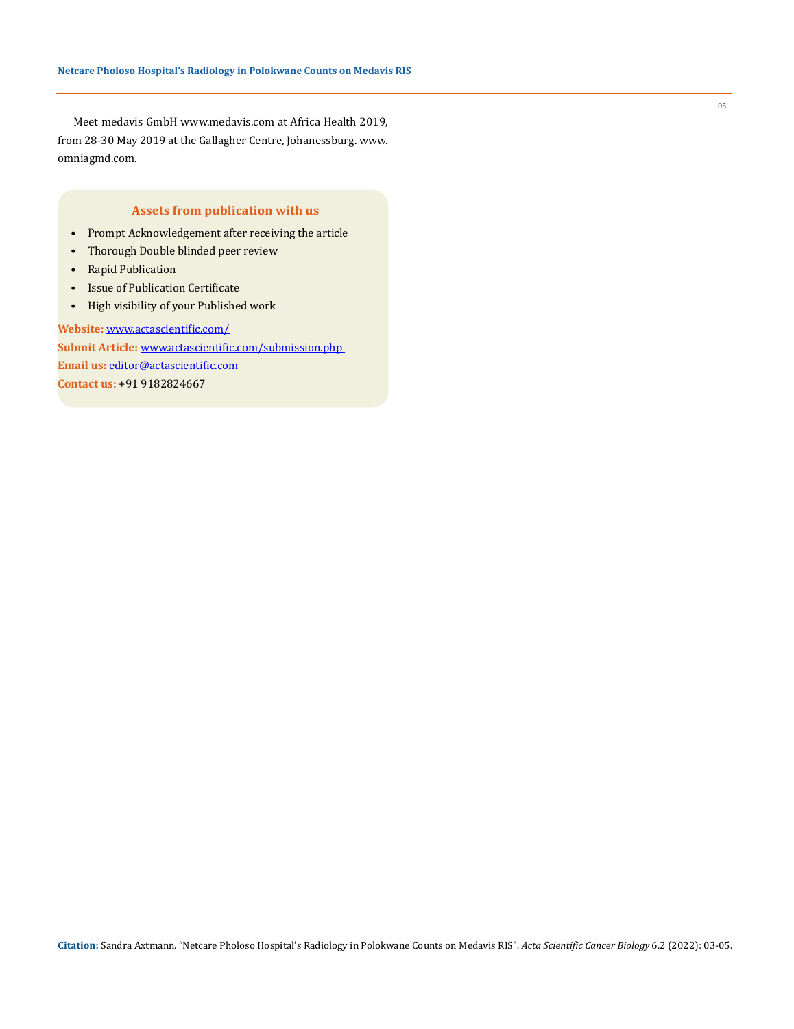Meet medavis GmbH www.medavis.com at Africa Health 2019, from 28-30 May 2019 at the Gallagher Centre, Johanessburg. www.omniagmd.com.

### Assets from publication with us

- Prompt Acknowledgement after receiving the article
- Thorough Double blinded peer review
- Rapid Publication
- Issue of Publication Certificate
- High visibility of your Published work

**Website:** www.actascientific.com/
**Submit Article:** www.actascientific.com/submission.php
**Email us:** editor@actascientific.com
**Contact us:** +91 9182824667